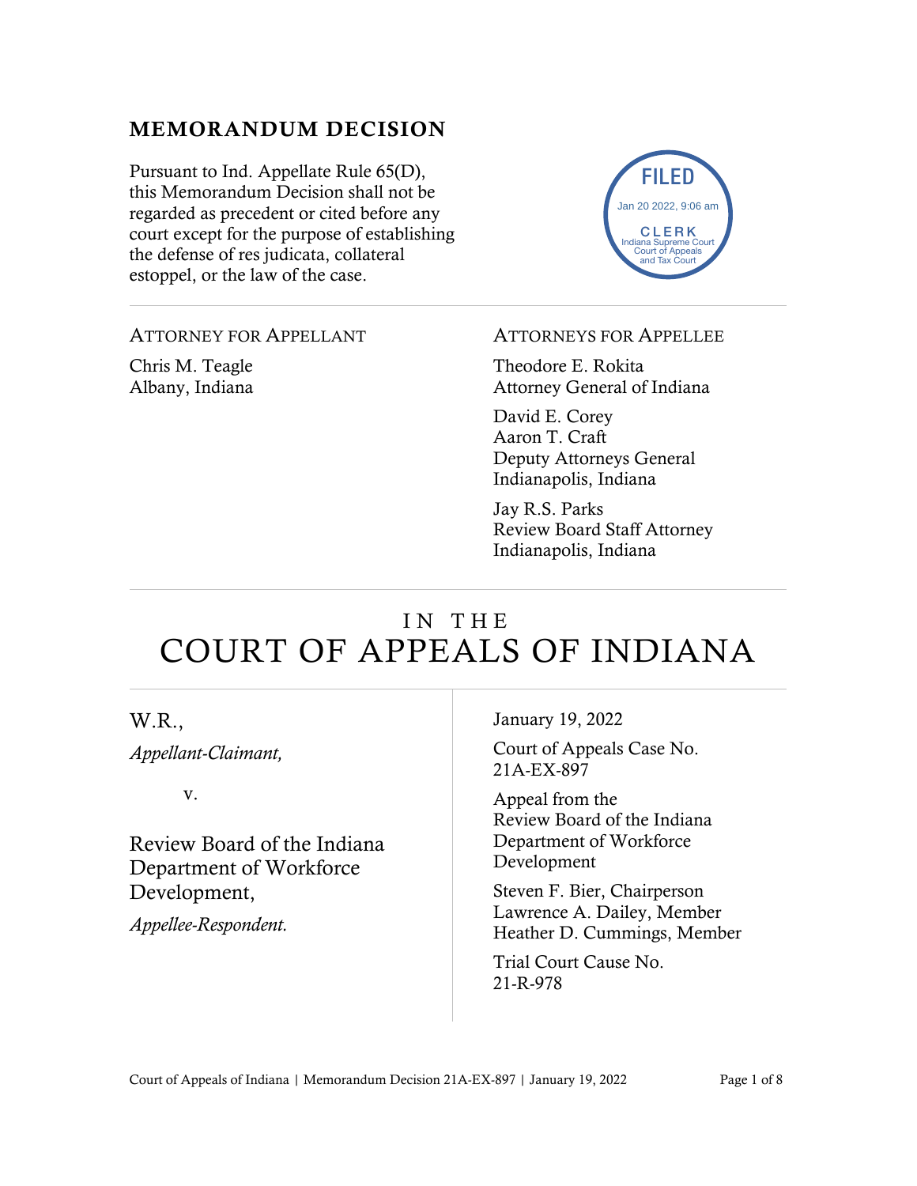## MEMORANDUM DECISION

Pursuant to Ind. Appellate Rule 65(D), this Memorandum Decision shall not be regarded as precedent or cited before any court except for the purpose of establishing the defense of res judicata, collateral estoppel, or the law of the case.

FILED
Jan 20 2022, 9:06 am
CLERK
Indiana Supreme Court
Court of Appeals
and Tax Court

ATTORNEY FOR APPELLANT

Chris M. Teagle
Albany, Indiana

ATTORNEYS FOR APPELLEE

Theodore E. Rokita
Attorney General of Indiana

David E. Corey
Aaron T. Craft
Deputy Attorneys General
Indianapolis, Indiana

Jay R.S. Parks
Review Board Staff Attorney
Indianapolis, Indiana

# IN THE COURT OF APPEALS OF INDIANA

W.R.,
*Appellant-Claimant,*

v.

Review Board of the Indiana Department of Workforce Development,
*Appellee-Respondent.*

January 19, 2022

Court of Appeals Case No. 21A-EX-897

Appeal from the Review Board of the Indiana Department of Workforce Development

Steven F. Bier, Chairperson
Lawrence A. Dailey, Member
Heather D. Cummings, Member

Trial Court Cause No. 21-R-978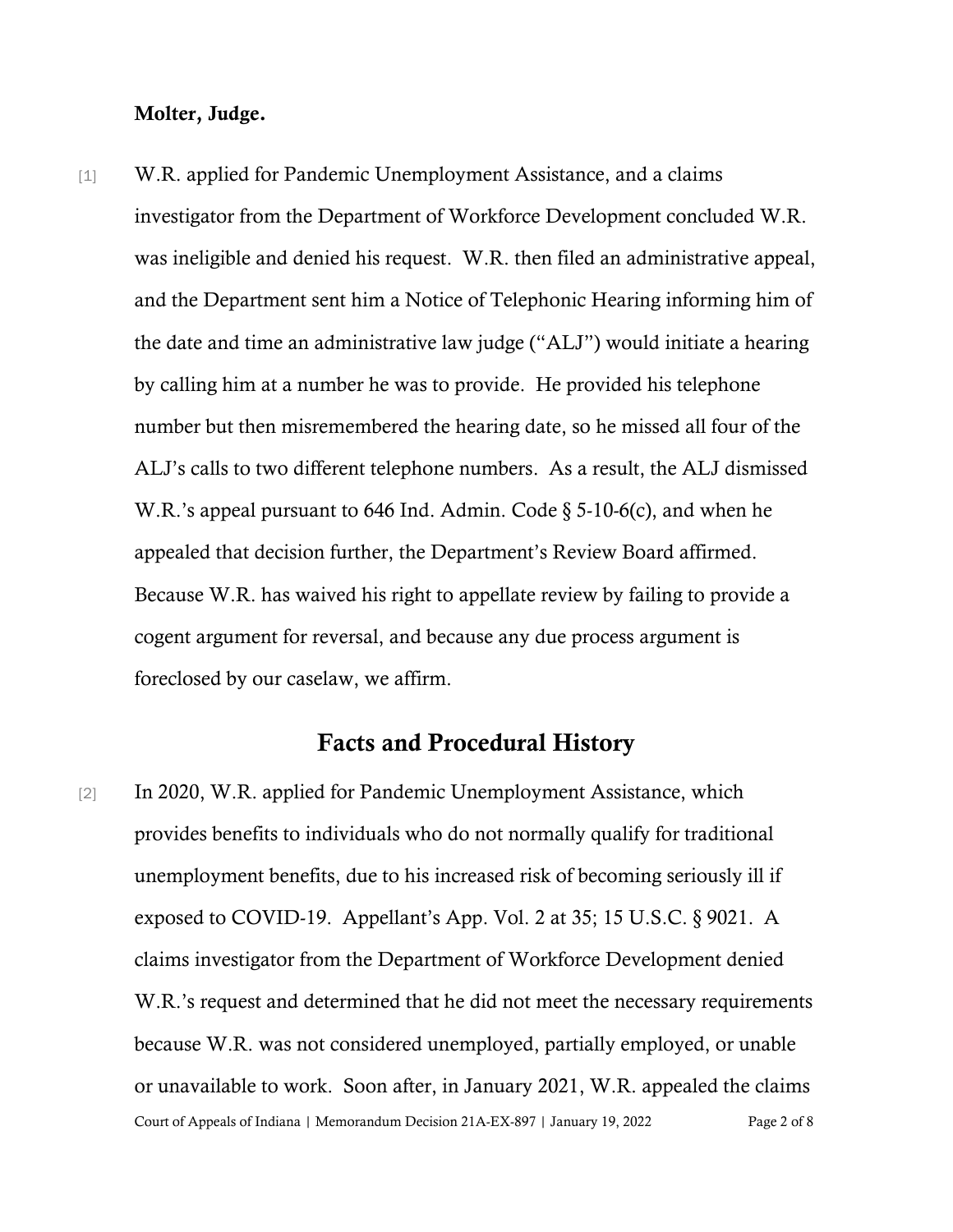**Molter, Judge.**

[1] W.R. applied for Pandemic Unemployment Assistance, and a claims investigator from the Department of Workforce Development concluded W.R. was ineligible and denied his request. W.R. then filed an administrative appeal, and the Department sent him a Notice of Telephonic Hearing informing him of the date and time an administrative law judge ("ALJ") would initiate a hearing by calling him at a number he was to provide. He provided his telephone number but then misremembered the hearing date, so he missed all four of the ALJ's calls to two different telephone numbers. As a result, the ALJ dismissed W.R.'s appeal pursuant to 646 Ind. Admin. Code § 5-10-6(c), and when he appealed that decision further, the Department's Review Board affirmed. Because W.R. has waived his right to appellate review by failing to provide a cogent argument for reversal, and because any due process argument is foreclosed by our caselaw, we affirm.

## Facts and Procedural History

[2] In 2020, W.R. applied for Pandemic Unemployment Assistance, which provides benefits to individuals who do not normally qualify for traditional unemployment benefits, due to his increased risk of becoming seriously ill if exposed to COVID-19. Appellant's App. Vol. 2 at 35; 15 U.S.C. § 9021. A claims investigator from the Department of Workforce Development denied W.R.'s request and determined that he did not meet the necessary requirements because W.R. was not considered unemployed, partially employed, or unable or unavailable to work. Soon after, in January 2021, W.R. appealed the claims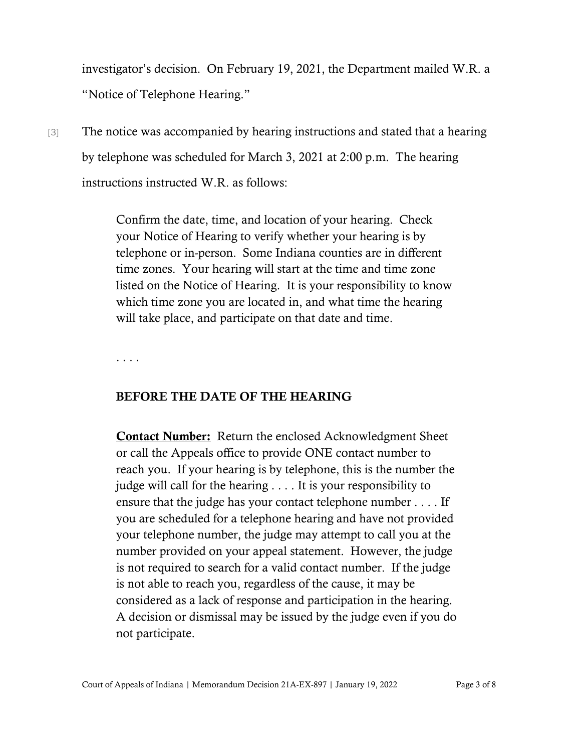investigator's decision. On February 19, 2021, the Department mailed W.R. a "Notice of Telephone Hearing."

[3] The notice was accompanied by hearing instructions and stated that a hearing by telephone was scheduled for March 3, 2021 at 2:00 p.m. The hearing instructions instructed W.R. as follows:

> Confirm the date, time, and location of your hearing. Check your Notice of Hearing to verify whether your hearing is by telephone or in-person. Some Indiana counties are in different time zones. Your hearing will start at the time and time zone listed on the Notice of Hearing. It is your responsibility to know which time zone you are located in, and what time the hearing will take place, and participate on that date and time.
>
> . . . .
>
> **BEFORE THE DATE OF THE HEARING**
>
> **<u>Contact Number:</u>** Return the enclosed Acknowledgment Sheet or call the Appeals office to provide ONE contact number to reach you. If your hearing is by telephone, this is the number the judge will call for the hearing . . . . It is your responsibility to ensure that the judge has your contact telephone number . . . . If you are scheduled for a telephone hearing and have not provided your telephone number, the judge may attempt to call you at the number provided on your appeal statement. However, the judge is not required to search for a valid contact number. If the judge is not able to reach you, regardless of the cause, it may be considered as a lack of response and participation in the hearing. A decision or dismissal may be issued by the judge even if you do not participate.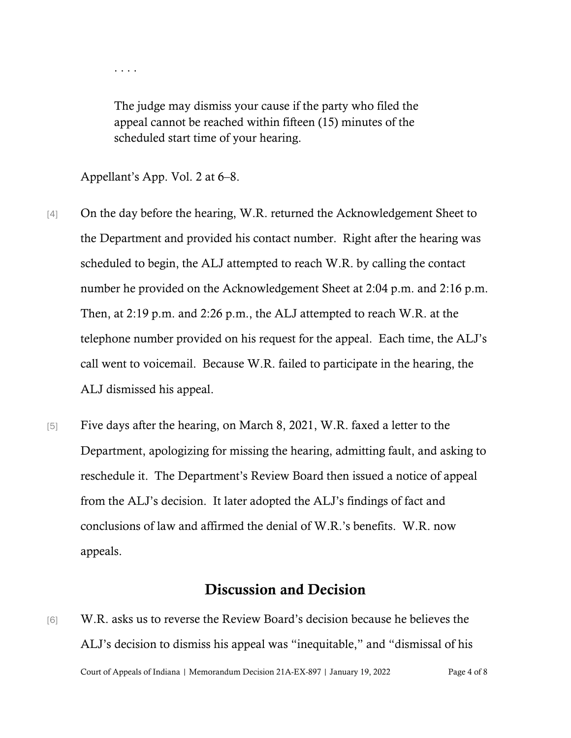. . . .

> The judge may dismiss your cause if the party who filed the appeal cannot be reached within fifteen (15) minutes of the scheduled start time of your hearing.

Appellant's App. Vol. 2 at 6–8.

[4] On the day before the hearing, W.R. returned the Acknowledgement Sheet to the Department and provided his contact number. Right after the hearing was scheduled to begin, the ALJ attempted to reach W.R. by calling the contact number he provided on the Acknowledgement Sheet at 2:04 p.m. and 2:16 p.m. Then, at 2:19 p.m. and 2:26 p.m., the ALJ attempted to reach W.R. at the telephone number provided on his request for the appeal. Each time, the ALJ's call went to voicemail. Because W.R. failed to participate in the hearing, the ALJ dismissed his appeal.

[5] Five days after the hearing, on March 8, 2021, W.R. faxed a letter to the Department, apologizing for missing the hearing, admitting fault, and asking to reschedule it. The Department's Review Board then issued a notice of appeal from the ALJ's decision. It later adopted the ALJ's findings of fact and conclusions of law and affirmed the denial of W.R.'s benefits. W.R. now appeals.

## Discussion and Decision

[6] W.R. asks us to reverse the Review Board's decision because he believes the ALJ's decision to dismiss his appeal was "inequitable," and "dismissal of his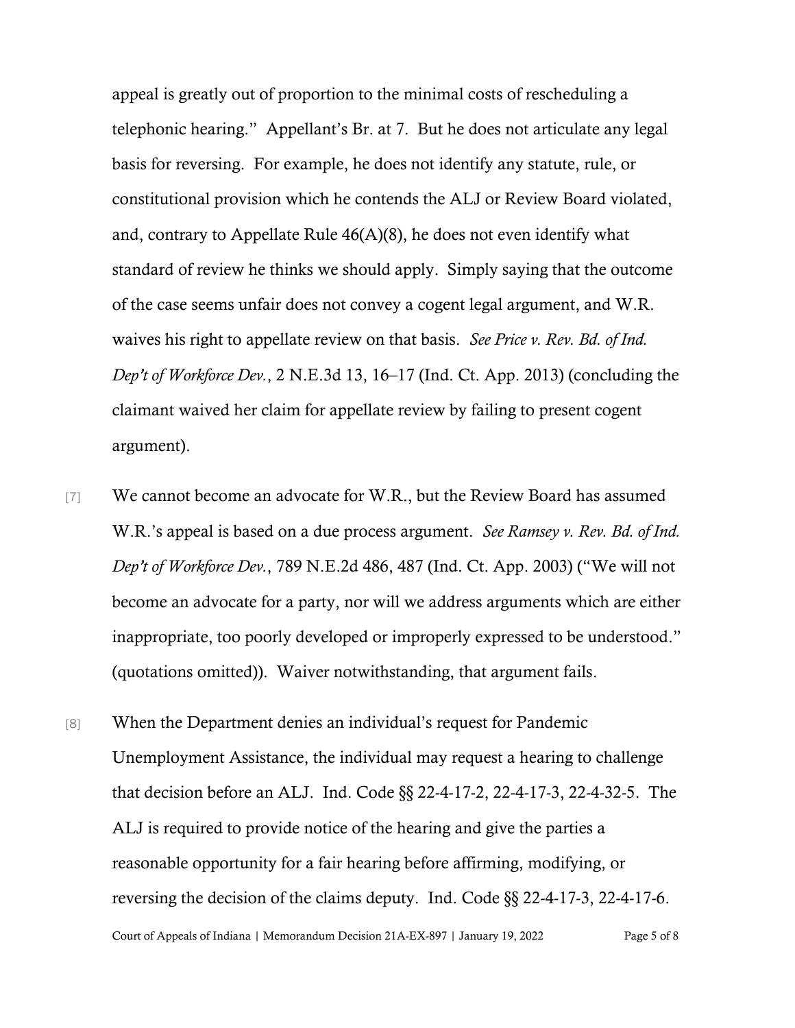appeal is greatly out of proportion to the minimal costs of rescheduling a telephonic hearing." Appellant's Br. at 7. But he does not articulate any legal basis for reversing. For example, he does not identify any statute, rule, or constitutional provision which he contends the ALJ or Review Board violated, and, contrary to Appellate Rule 46(A)(8), he does not even identify what standard of review he thinks we should apply. Simply saying that the outcome of the case seems unfair does not convey a cogent legal argument, and W.R. waives his right to appellate review on that basis. *See Price v. Rev. Bd. of Ind. Dep't of Workforce Dev.*, 2 N.E.3d 13, 16–17 (Ind. Ct. App. 2013) (concluding the claimant waived her claim for appellate review by failing to present cogent argument).

[7] We cannot become an advocate for W.R., but the Review Board has assumed W.R.'s appeal is based on a due process argument. *See Ramsey v. Rev. Bd. of Ind. Dep't of Workforce Dev.*, 789 N.E.2d 486, 487 (Ind. Ct. App. 2003) ("We will not become an advocate for a party, nor will we address arguments which are either inappropriate, too poorly developed or improperly expressed to be understood." (quotations omitted)). Waiver notwithstanding, that argument fails.

[8] When the Department denies an individual's request for Pandemic Unemployment Assistance, the individual may request a hearing to challenge that decision before an ALJ. Ind. Code §§ 22-4-17-2, 22-4-17-3, 22-4-32-5. The ALJ is required to provide notice of the hearing and give the parties a reasonable opportunity for a fair hearing before affirming, modifying, or reversing the decision of the claims deputy. Ind. Code §§ 22-4-17-3, 22-4-17-6.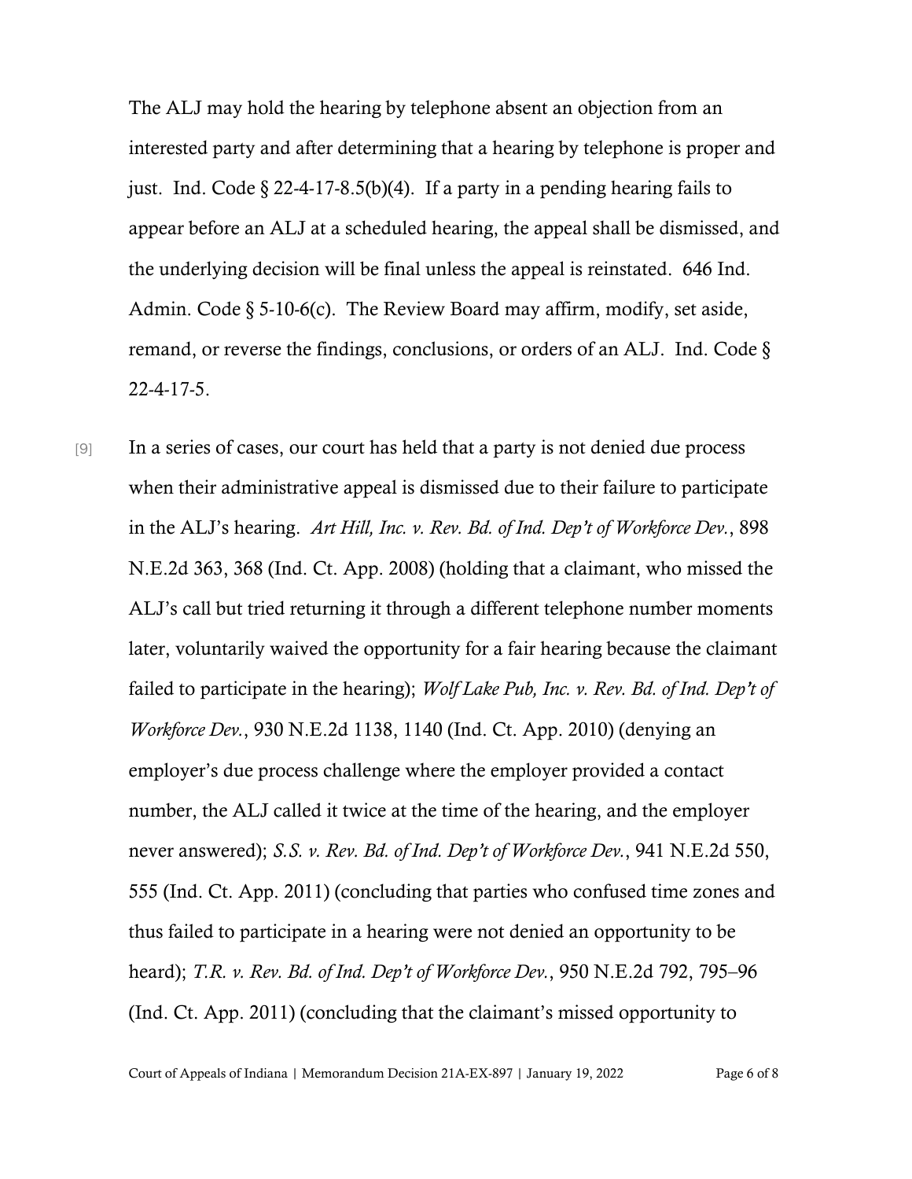The ALJ may hold the hearing by telephone absent an objection from an interested party and after determining that a hearing by telephone is proper and just. Ind. Code § 22-4-17-8.5(b)(4). If a party in a pending hearing fails to appear before an ALJ at a scheduled hearing, the appeal shall be dismissed, and the underlying decision will be final unless the appeal is reinstated. 646 Ind. Admin. Code § 5-10-6(c). The Review Board may affirm, modify, set aside, remand, or reverse the findings, conclusions, or orders of an ALJ. Ind. Code § 22-4-17-5.

[9] In a series of cases, our court has held that a party is not denied due process when their administrative appeal is dismissed due to their failure to participate in the ALJ's hearing. *Art Hill, Inc. v. Rev. Bd. of Ind. Dep't of Workforce Dev.*, 898 N.E.2d 363, 368 (Ind. Ct. App. 2008) (holding that a claimant, who missed the ALJ's call but tried returning it through a different telephone number moments later, voluntarily waived the opportunity for a fair hearing because the claimant failed to participate in the hearing); *Wolf Lake Pub, Inc. v. Rev. Bd. of Ind. Dep't of Workforce Dev.*, 930 N.E.2d 1138, 1140 (Ind. Ct. App. 2010) (denying an employer's due process challenge where the employer provided a contact number, the ALJ called it twice at the time of the hearing, and the employer never answered); *S.S. v. Rev. Bd. of Ind. Dep't of Workforce Dev.*, 941 N.E.2d 550, 555 (Ind. Ct. App. 2011) (concluding that parties who confused time zones and thus failed to participate in a hearing were not denied an opportunity to be heard); *T.R. v. Rev. Bd. of Ind. Dep't of Workforce Dev.*, 950 N.E.2d 792, 795–96 (Ind. Ct. App. 2011) (concluding that the claimant's missed opportunity to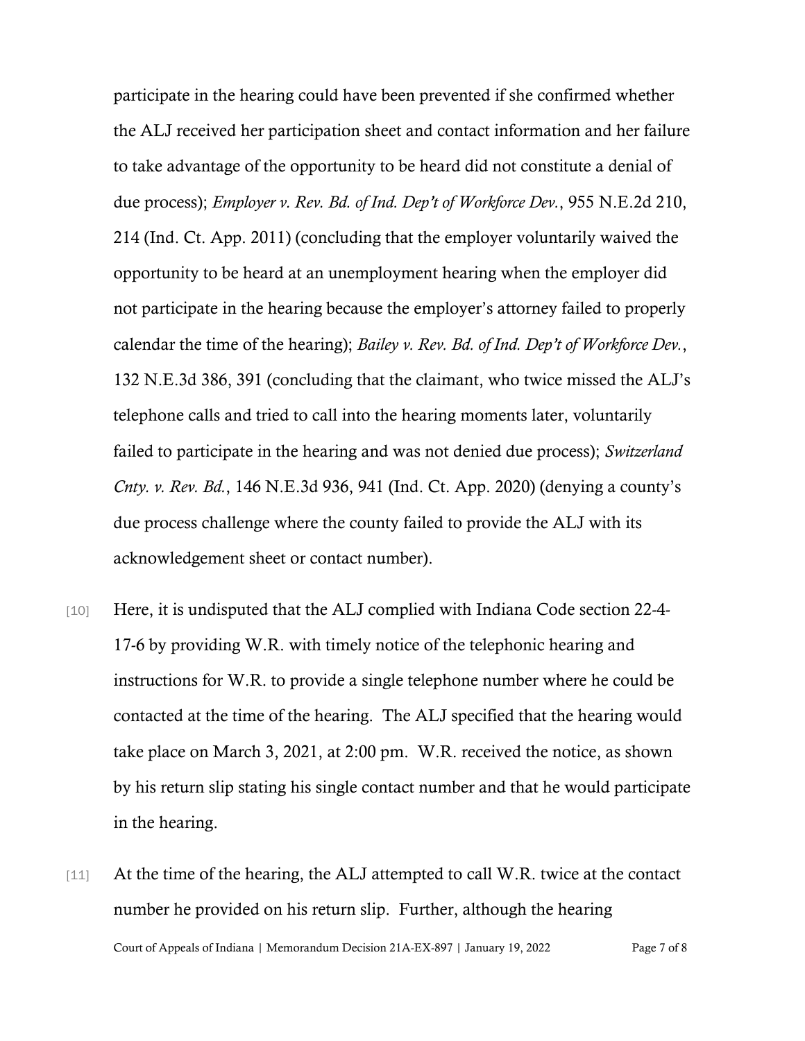participate in the hearing could have been prevented if she confirmed whether the ALJ received her participation sheet and contact information and her failure to take advantage of the opportunity to be heard did not constitute a denial of due process); *Employer v. Rev. Bd. of Ind. Dep't of Workforce Dev.*, 955 N.E.2d 210, 214 (Ind. Ct. App. 2011) (concluding that the employer voluntarily waived the opportunity to be heard at an unemployment hearing when the employer did not participate in the hearing because the employer's attorney failed to properly calendar the time of the hearing); *Bailey v. Rev. Bd. of Ind. Dep't of Workforce Dev.*, 132 N.E.3d 386, 391 (concluding that the claimant, who twice missed the ALJ's telephone calls and tried to call into the hearing moments later, voluntarily failed to participate in the hearing and was not denied due process); *Switzerland Cnty. v. Rev. Bd.*, 146 N.E.3d 936, 941 (Ind. Ct. App. 2020) (denying a county's due process challenge where the county failed to provide the ALJ with its acknowledgement sheet or contact number).

[10] Here, it is undisputed that the ALJ complied with Indiana Code section 22-4-17-6 by providing W.R. with timely notice of the telephonic hearing and instructions for W.R. to provide a single telephone number where he could be contacted at the time of the hearing. The ALJ specified that the hearing would take place on March 3, 2021, at 2:00 pm. W.R. received the notice, as shown by his return slip stating his single contact number and that he would participate in the hearing.

[11] At the time of the hearing, the ALJ attempted to call W.R. twice at the contact number he provided on his return slip. Further, although the hearing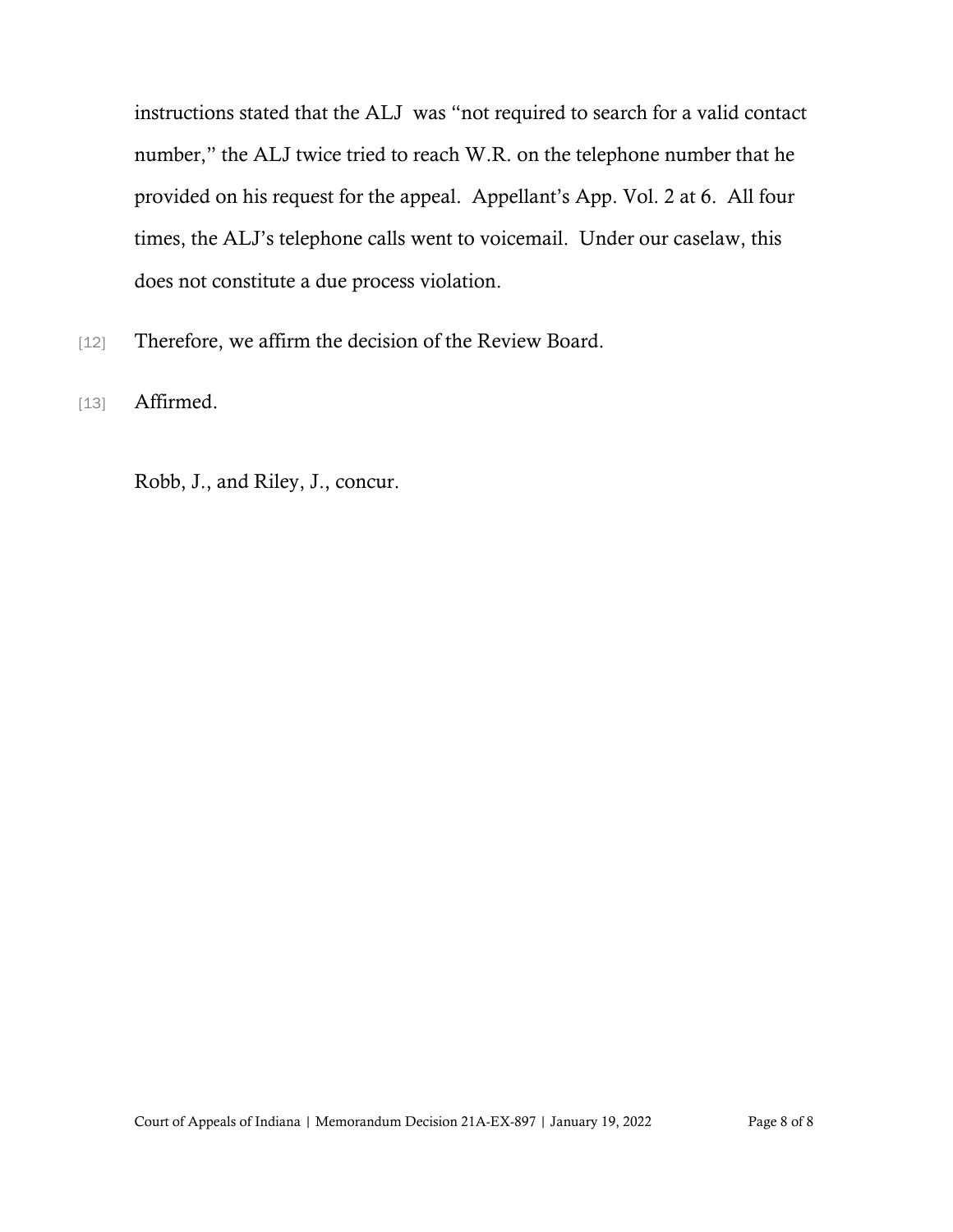instructions stated that the ALJ was "not required to search for a valid contact number," the ALJ twice tried to reach W.R. on the telephone number that he provided on his request for the appeal. Appellant's App. Vol. 2 at 6. All four times, the ALJ's telephone calls went to voicemail. Under our caselaw, this does not constitute a due process violation.

[12] Therefore, we affirm the decision of the Review Board.

[13] Affirmed.

Robb, J., and Riley, J., concur.